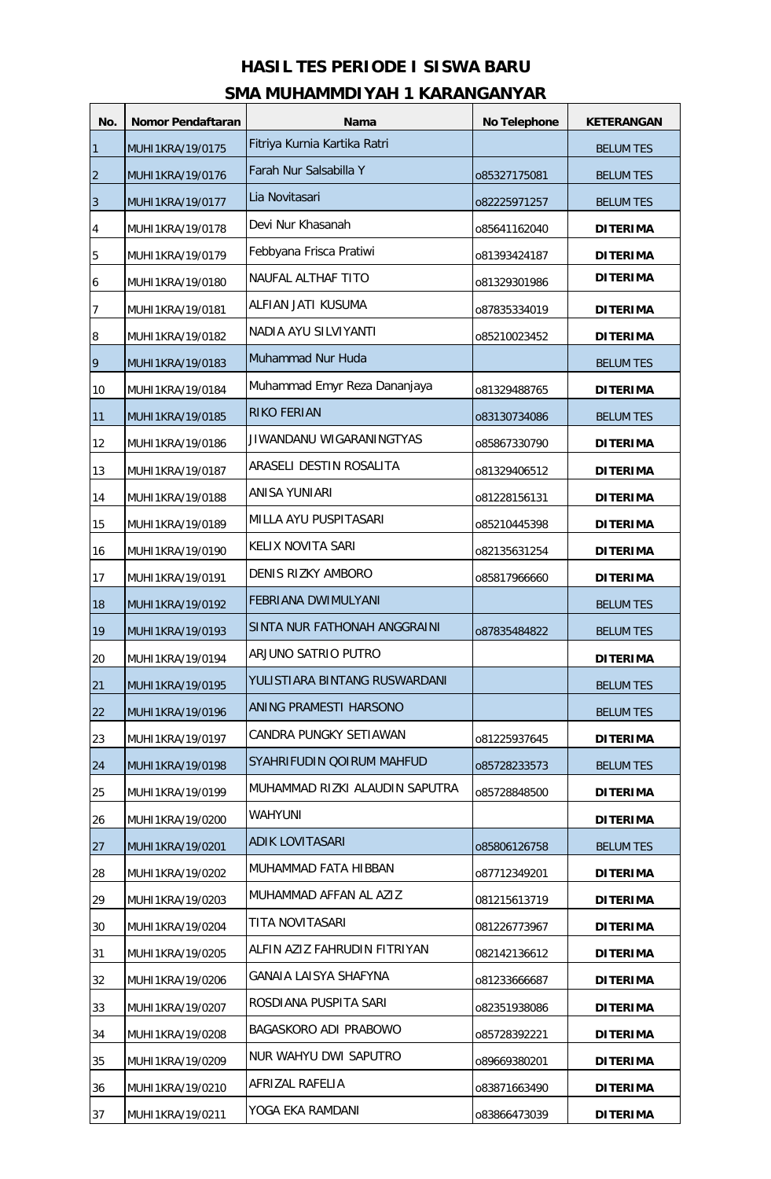# HASIL TES PERIODE I SISWA BARU

## SMA MUHAMMDIYAH 1 KARANGANYAR

| No. | Nomor Pendaftaran | Nama | No Telephone | KETERANGAN |
|---|---|---|---|---|
| 1 | MUHI1KRA/19/0175 | Fitriya Kurnia Kartika Ratri | | BELUM TES |
| 2 | MUHI1KRA/19/0176 | Farah Nur Salsabilla Y | o85327175081 | BELUM TES |
| 3 | MUHI1KRA/19/0177 | Lia Novitasari | o82225971257 | BELUM TES |
| 4 | MUHI1KRA/19/0178 | Devi Nur Khasanah | o85641162040 | **DITERIMA** |
| 5 | MUHI1KRA/19/0179 | Febbyana Frisca Pratiwi | o81393424187 | **DITERIMA** |
| 6 | MUHI1KRA/19/0180 | NAUFAL ALTHAF TITO | o81329301986 | **DITERIMA** |
| 7 | MUHI1KRA/19/0181 | ALFIAN JATI KUSUMA | o87835334019 | **DITERIMA** |
| 8 | MUHI1KRA/19/0182 | NADIA AYU SILVIYANTI | o85210023452 | **DITERIMA** |
| 9 | MUHI1KRA/19/0183 | Muhammad Nur Huda | | BELUM TES |
| 10 | MUHI1KRA/19/0184 | Muhammad Emyr Reza Dananjaya | o81329488765 | **DITERIMA** |
| 11 | MUHI1KRA/19/0185 | RIKO FERIAN | o83130734086 | BELUM TES |
| 12 | MUHI1KRA/19/0186 | JIWANDANU WIGARANINGTYAS | o85867330790 | **DITERIMA** |
| 13 | MUHI1KRA/19/0187 | ARASELI DESTIN ROSALITA | o81329406512 | **DITERIMA** |
| 14 | MUHI1KRA/19/0188 | ANISA YUNIARI | o81228156131 | **DITERIMA** |
| 15 | MUHI1KRA/19/0189 | MILLA AYU PUSPITASARI | o85210445398 | **DITERIMA** |
| 16 | MUHI1KRA/19/0190 | KELIX NOVITA SARI | o82135631254 | **DITERIMA** |
| 17 | MUHI1KRA/19/0191 | DENIS RIZKY AMBORO | o85817966660 | **DITERIMA** |
| 18 | MUHI1KRA/19/0192 | FEBRIANA DWIMULYANI | | BELUM TES |
| 19 | MUHI1KRA/19/0193 | SINTA NUR FATHONAH ANGGRAINI | o87835484822 | BELUM TES |
| 20 | MUHI1KRA/19/0194 | ARJUNO SATRIO PUTRO | | **DITERIMA** |
| 21 | MUHI1KRA/19/0195 | YULISTIARA BINTANG RUSWARDANI | | BELUM TES |
| 22 | MUHI1KRA/19/0196 | ANING PRAMESTI HARSONO | | BELUM TES |
| 23 | MUHI1KRA/19/0197 | CANDRA PUNGKY SETIAWAN | o81225937645 | **DITERIMA** |
| 24 | MUHI1KRA/19/0198 | SYAHRIFUDIN QOIRUM MAHFUD | o85728233573 | BELUM TES |
| 25 | MUHI1KRA/19/0199 | MUHAMMAD RIZKI ALAUDIN SAPUTRA | o85728848500 | **DITERIMA** |
| 26 | MUHI1KRA/19/0200 | WAHYUNI | | **DITERIMA** |
| 27 | MUHI1KRA/19/0201 | ADIK LOVITASARI | o85806126758 | BELUM TES |
| 28 | MUHI1KRA/19/0202 | MUHAMMAD FATA HIBBAN | o87712349201 | **DITERIMA** |
| 29 | MUHI1KRA/19/0203 | MUHAMMAD AFFAN AL AZIZ | 081215613719 | **DITERIMA** |
| 30 | MUHI1KRA/19/0204 | TITA NOVITASARI | 081226773967 | **DITERIMA** |
| 31 | MUHI1KRA/19/0205 | ALFIN AZIZ FAHRUDIN FITRIYAN | 082142136612 | **DITERIMA** |
| 32 | MUHI1KRA/19/0206 | GANAIA LAISYA SHAFYNA | o81233666687 | **DITERIMA** |
| 33 | MUHI1KRA/19/0207 | ROSDIANA PUSPITA SARI | o82351938086 | **DITERIMA** |
| 34 | MUHI1KRA/19/0208 | BAGASKORO ADI PRABOWO | o85728392221 | **DITERIMA** |
| 35 | MUHI1KRA/19/0209 | NUR WAHYU DWI SAPUTRO | o89669380201 | **DITERIMA** |
| 36 | MUHI1KRA/19/0210 | AFRIZAL RAFELIA | o83871663490 | **DITERIMA** |
| 37 | MUHI1KRA/19/0211 | YOGA EKA RAMDANI | o83866473039 | **DITERIMA** |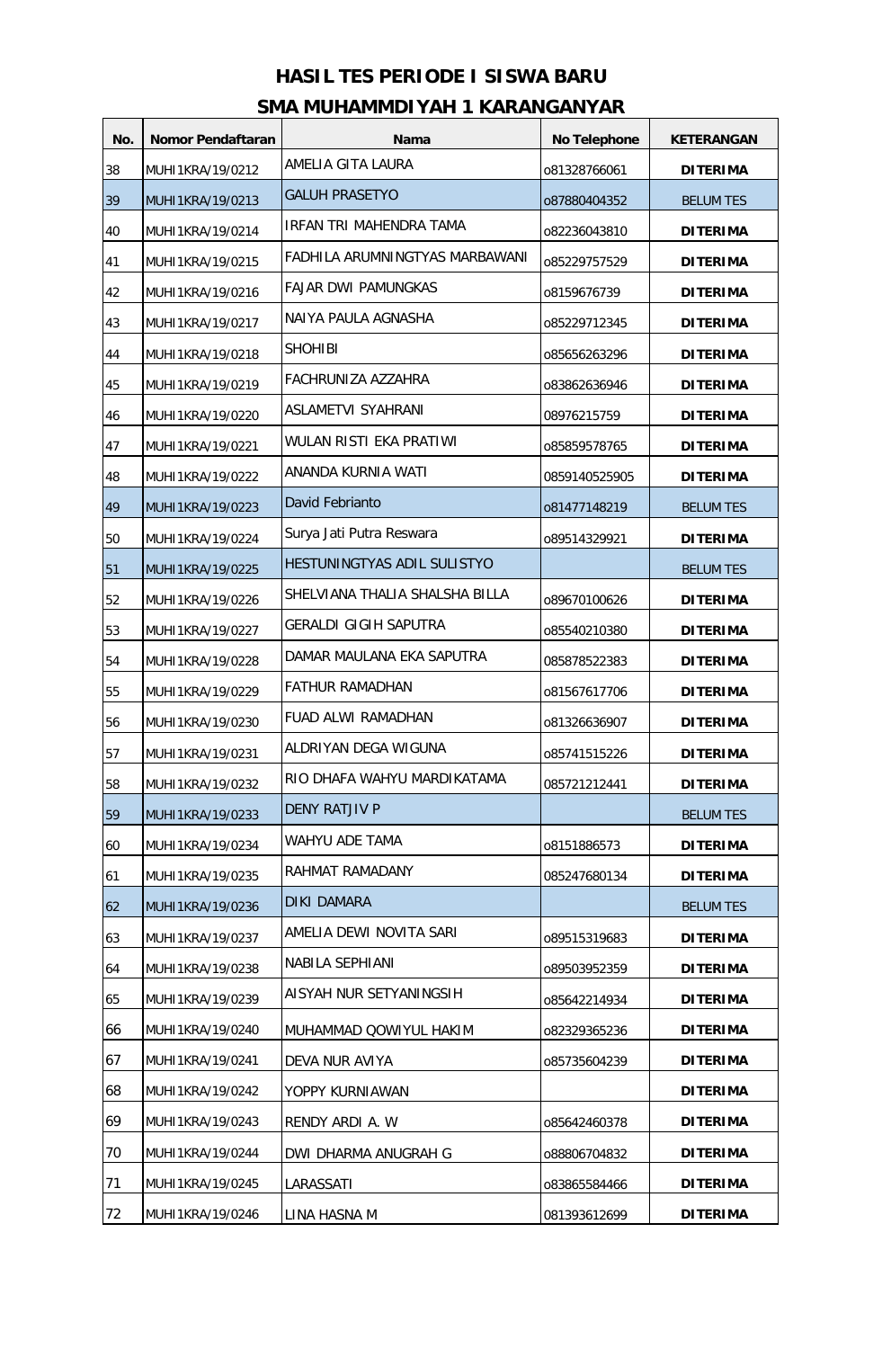# HASIL TES PERIODE I SISWA BARU
## SMA MUHAMMDIYAH 1 KARANGANYAR

| No. | Nomor Pendaftaran | Nama | No Telephone | KETERANGAN |
|---|---|---|---|---|
| 38 | MUHI1KRA/19/0212 | AMELIA GITA LAURA | o81328766061 | **DITERIMA** |
| 39 | MUHI1KRA/19/0213 | GALUH PRASETYO | o87880404352 | BELUM TES |
| 40 | MUHI1KRA/19/0214 | IRFAN TRI MAHENDRA TAMA | o82236043810 | **DITERIMA** |
| 41 | MUHI1KRA/19/0215 | FADHILA ARUMNINGTYAS MARBAWANI | o85229757529 | **DITERIMA** |
| 42 | MUHI1KRA/19/0216 | FAJAR DWI PAMUNGKAS | o8159676739 | **DITERIMA** |
| 43 | MUHI1KRA/19/0217 | NAIYA PAULA AGNASHA | o85229712345 | **DITERIMA** |
| 44 | MUHI1KRA/19/0218 | SHOHIBI | o85656263296 | **DITERIMA** |
| 45 | MUHI1KRA/19/0219 | FACHRUNIZA AZZAHRA | o83862636946 | **DITERIMA** |
| 46 | MUHI1KRA/19/0220 | ASLAMETVI SYAHRANI | 08976215759 | **DITERIMA** |
| 47 | MUHI1KRA/19/0221 | WULAN RISTI EKA PRATIWI | o85859578765 | **DITERIMA** |
| 48 | MUHI1KRA/19/0222 | ANANDA KURNIA WATI | 0859140525905 | **DITERIMA** |
| 49 | MUHI1KRA/19/0223 | David Febrianto | o81477148219 | BELUM TES |
| 50 | MUHI1KRA/19/0224 | Surya Jati Putra Reswara | o89514329921 | **DITERIMA** |
| 51 | MUHI1KRA/19/0225 | HESTUNINGTYAS ADIL SULISTYO | | BELUM TES |
| 52 | MUHI1KRA/19/0226 | SHELVIANA THALIA SHALSHA BILLA | o89670100626 | **DITERIMA** |
| 53 | MUHI1KRA/19/0227 | GERALDI GIGIH SAPUTRA | o85540210380 | **DITERIMA** |
| 54 | MUHI1KRA/19/0228 | DAMAR MAULANA EKA SAPUTRA | 085878522383 | **DITERIMA** |
| 55 | MUHI1KRA/19/0229 | FATHUR RAMADHAN | o81567617706 | **DITERIMA** |
| 56 | MUHI1KRA/19/0230 | FUAD ALWI RAMADHAN | o81326636907 | **DITERIMA** |
| 57 | MUHI1KRA/19/0231 | ALDRIYAN DEGA WIGUNA | o85741515226 | **DITERIMA** |
| 58 | MUHI1KRA/19/0232 | RIO DHAFA WAHYU MARDIKATAMA | 085721212441 | **DITERIMA** |
| 59 | MUHI1KRA/19/0233 | DENY RATJIV P | | BELUM TES |
| 60 | MUHI1KRA/19/0234 | WAHYU ADE TAMA | o8151886573 | **DITERIMA** |
| 61 | MUHI1KRA/19/0235 | RAHMAT RAMADANY | 085247680134 | **DITERIMA** |
| 62 | MUHI1KRA/19/0236 | DIKI DAMARA | | BELUM TES |
| 63 | MUHI1KRA/19/0237 | AMELIA DEWI NOVITA SARI | o89515319683 | **DITERIMA** |
| 64 | MUHI1KRA/19/0238 | NABILA SEPHIANI | o89503952359 | **DITERIMA** |
| 65 | MUHI1KRA/19/0239 | AISYAH NUR SETYANINGSIH | o85642214934 | **DITERIMA** |
| 66 | MUHI1KRA/19/0240 | MUHAMMAD QOWIYUL HAKIM | o82329365236 | **DITERIMA** |
| 67 | MUHI1KRA/19/0241 | DEVA NUR AVIYA | o85735604239 | **DITERIMA** |
| 68 | MUHI1KRA/19/0242 | YOPPY KURNIAWAN | | **DITERIMA** |
| 69 | MUHI1KRA/19/0243 | RENDY ARDI A. W | o85642460378 | **DITERIMA** |
| 70 | MUHI1KRA/19/0244 | DWI DHARMA ANUGRAH G | o88806704832 | **DITERIMA** |
| 71 | MUHI1KRA/19/0245 | LARASSATI | o83865584466 | **DITERIMA** |
| 72 | MUHI1KRA/19/0246 | LINA HASNA M | 081393612699 | **DITERIMA** |